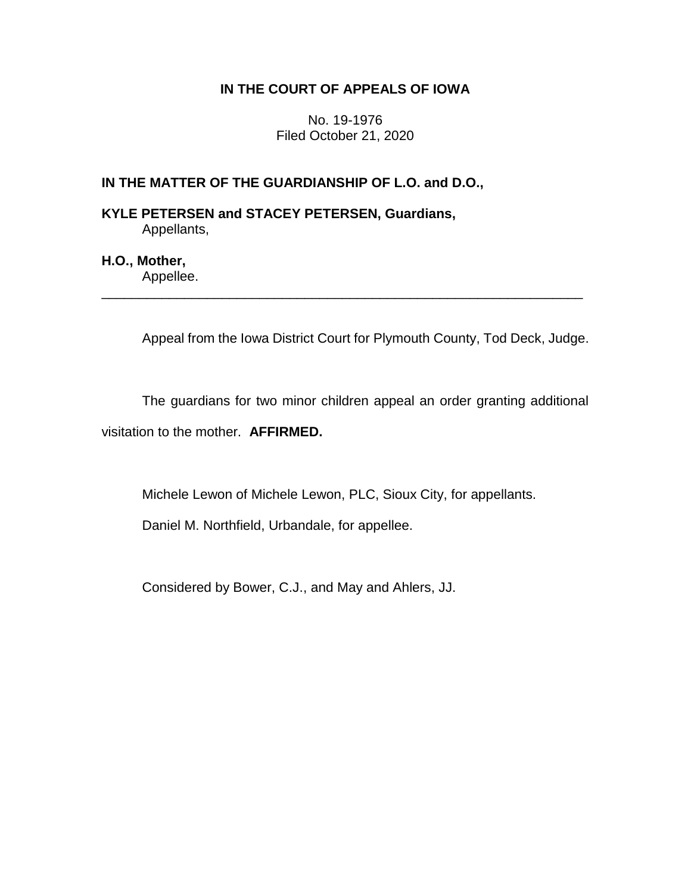# IN THE COURT OF APPEALS OF IOWA

No. 19-1976
Filed October 21, 2020

**IN THE MATTER OF THE GUARDIANSHIP OF L.O. and D.O.,**

**KYLE PETERSEN and STACEY PETERSEN, Guardians,**
Appellants,

**H.O., Mother,**
Appellee.

---

Appeal from the Iowa District Court for Plymouth County, Tod Deck, Judge.

The guardians for two minor children appeal an order granting additional visitation to the mother. **AFFIRMED.**

Michele Lewon of Michele Lewon, PLC, Sioux City, for appellants.

Daniel M. Northfield, Urbandale, for appellee.

Considered by Bower, C.J., and May and Ahlers, JJ.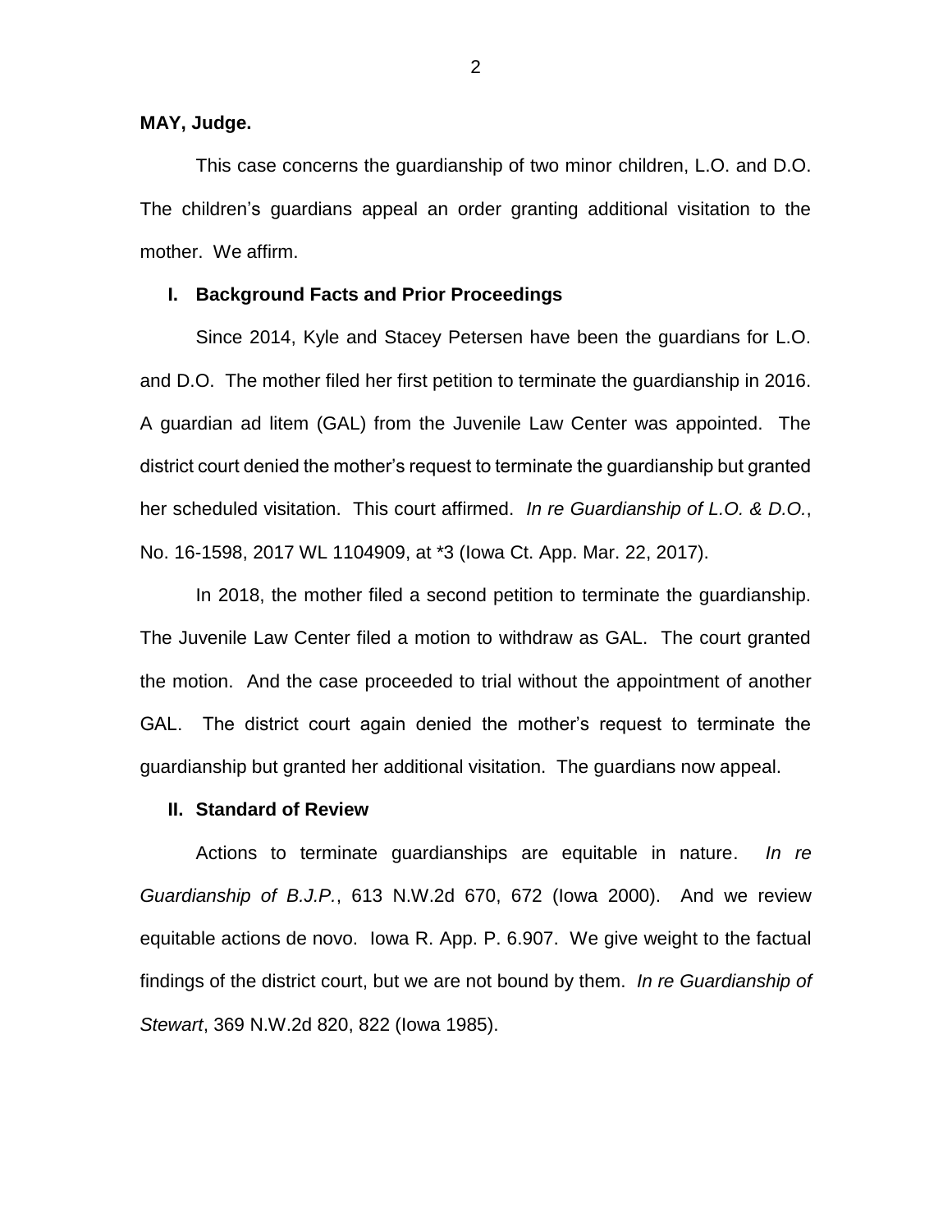**MAY, Judge.**

This case concerns the guardianship of two minor children, L.O. and D.O. The children's guardians appeal an order granting additional visitation to the mother. We affirm.

## I. Background Facts and Prior Proceedings

Since 2014, Kyle and Stacey Petersen have been the guardians for L.O. and D.O. The mother filed her first petition to terminate the guardianship in 2016. A guardian ad litem (GAL) from the Juvenile Law Center was appointed. The district court denied the mother's request to terminate the guardianship but granted her scheduled visitation. This court affirmed. *In re Guardianship of L.O. & D.O.*, No. 16-1598, 2017 WL 1104909, at *3 (Iowa Ct. App. Mar. 22, 2017).

In 2018, the mother filed a second petition to terminate the guardianship. The Juvenile Law Center filed a motion to withdraw as GAL. The court granted the motion. And the case proceeded to trial without the appointment of another GAL. The district court again denied the mother's request to terminate the guardianship but granted her additional visitation. The guardians now appeal.

## II. Standard of Review

Actions to terminate guardianships are equitable in nature. *In re Guardianship of B.J.P.*, 613 N.W.2d 670, 672 (Iowa 2000). And we review equitable actions de novo. Iowa R. App. P. 6.907. We give weight to the factual findings of the district court, but we are not bound by them. *In re Guardianship of Stewart*, 369 N.W.2d 820, 822 (Iowa 1985).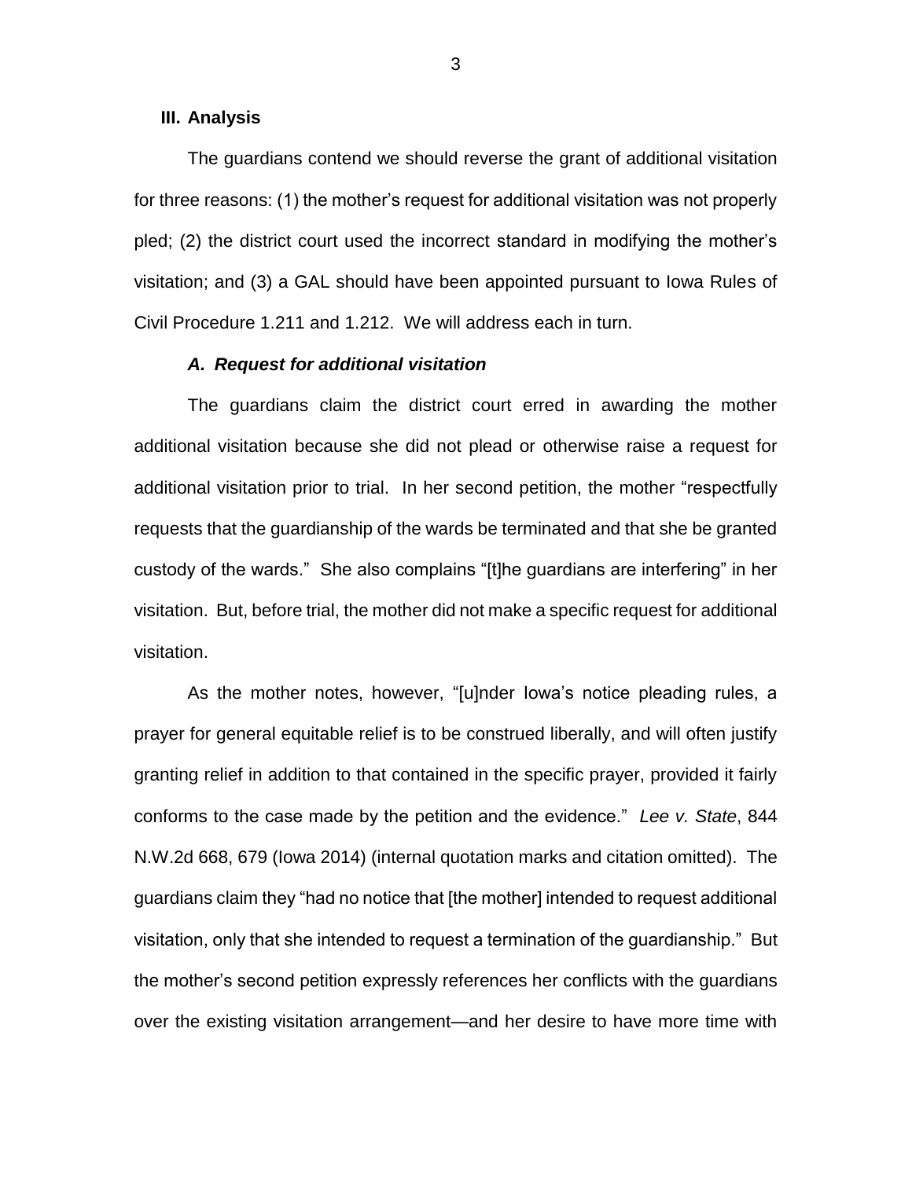### III. Analysis

The guardians contend we should reverse the grant of additional visitation for three reasons: (1) the mother's request for additional visitation was not properly pled; (2) the district court used the incorrect standard in modifying the mother's visitation; and (3) a GAL should have been appointed pursuant to Iowa Rules of Civil Procedure 1.211 and 1.212. We will address each in turn.

#### *A. Request for additional visitation*

The guardians claim the district court erred in awarding the mother additional visitation because she did not plead or otherwise raise a request for additional visitation prior to trial. In her second petition, the mother "respectfully requests that the guardianship of the wards be terminated and that she be granted custody of the wards." She also complains "[t]he guardians are interfering" in her visitation. But, before trial, the mother did not make a specific request for additional visitation.

As the mother notes, however, "[u]nder Iowa's notice pleading rules, a prayer for general equitable relief is to be construed liberally, and will often justify granting relief in addition to that contained in the specific prayer, provided it fairly conforms to the case made by the petition and the evidence." *Lee v. State*, 844 N.W.2d 668, 679 (Iowa 2014) (internal quotation marks and citation omitted). The guardians claim they "had no notice that [the mother] intended to request additional visitation, only that she intended to request a termination of the guardianship." But the mother's second petition expressly references her conflicts with the guardians over the existing visitation arrangement—and her desire to have more time with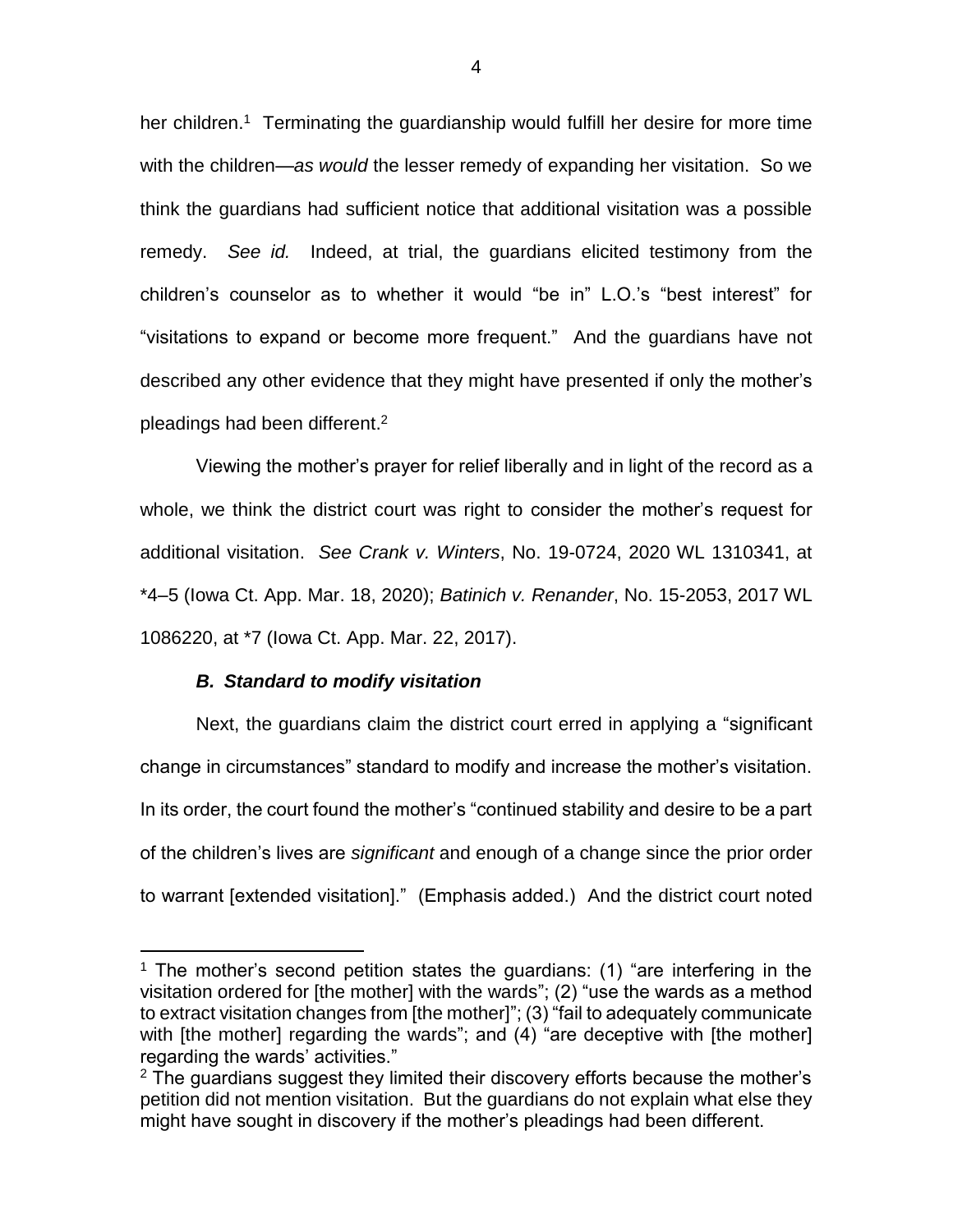her children.[1] Terminating the guardianship would fulfill her desire for more time with the children—*as would* the lesser remedy of expanding her visitation. So we think the guardians had sufficient notice that additional visitation was a possible remedy. *See id.* Indeed, at trial, the guardians elicited testimony from the children's counselor as to whether it would "be in" L.O.'s "best interest" for "visitations to expand or become more frequent." And the guardians have not described any other evidence that they might have presented if only the mother's pleadings had been different.[2]

Viewing the mother's prayer for relief liberally and in light of the record as a whole, we think the district court was right to consider the mother's request for additional visitation. *See Crank v. Winters*, No. 19-0724, 2020 WL 1310341, at *4–5 (Iowa Ct. App. Mar. 18, 2020); *Batinich v. Renander*, No. 15-2053, 2017 WL 1086220, at *7 (Iowa Ct. App. Mar. 22, 2017).

### *B. Standard to modify visitation*

Next, the guardians claim the district court erred in applying a "significant change in circumstances" standard to modify and increase the mother's visitation. In its order, the court found the mother's "continued stability and desire to be a part of the children's lives are *significant* and enough of a change since the prior order to warrant [extended visitation]." (Emphasis added.) And the district court noted

---

[1] The mother's second petition states the guardians: (1) "are interfering in the visitation ordered for [the mother] with the wards"; (2) "use the wards as a method to extract visitation changes from [the mother]"; (3) "fail to adequately communicate with [the mother] regarding the wards"; and (4) "are deceptive with [the mother] regarding the wards' activities."

[2] The guardians suggest they limited their discovery efforts because the mother's petition did not mention visitation. But the guardians do not explain what else they might have sought in discovery if the mother's pleadings had been different.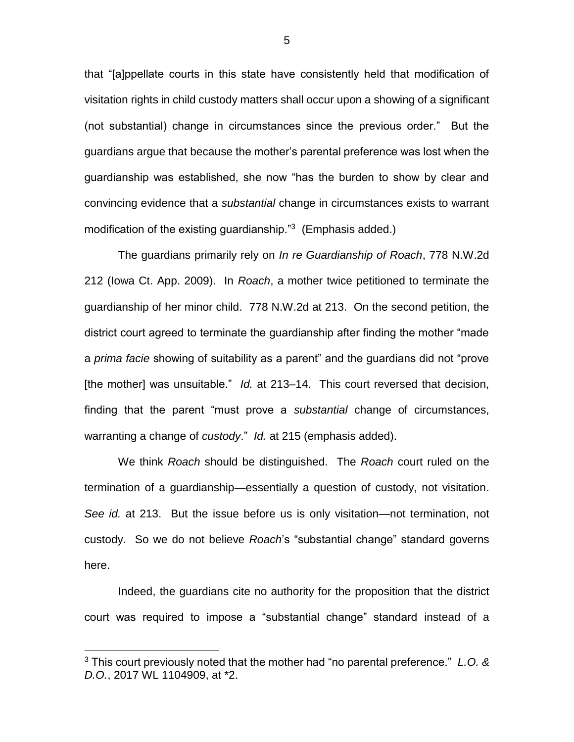that "[a]ppellate courts in this state have consistently held that modification of visitation rights in child custody matters shall occur upon a showing of a significant (not substantial) change in circumstances since the previous order." But the guardians argue that because the mother's parental preference was lost when the guardianship was established, she now "has the burden to show by clear and convincing evidence that a *substantial* change in circumstances exists to warrant modification of the existing guardianship."[3] (Emphasis added.)

The guardians primarily rely on *In re Guardianship of Roach*, 778 N.W.2d 212 (Iowa Ct. App. 2009). In *Roach*, a mother twice petitioned to terminate the guardianship of her minor child. 778 N.W.2d at 213. On the second petition, the district court agreed to terminate the guardianship after finding the mother "made a *prima facie* showing of suitability as a parent" and the guardians did not "prove [the mother] was unsuitable." *Id.* at 213–14. This court reversed that decision, finding that the parent "must prove a *substantial* change of circumstances, warranting a change of *custody*." *Id.* at 215 (emphasis added).

We think *Roach* should be distinguished. The *Roach* court ruled on the termination of a guardianship—essentially a question of custody, not visitation. *See id.* at 213. But the issue before us is only visitation—not termination, not custody. So we do not believe *Roach*'s "substantial change" standard governs here.

Indeed, the guardians cite no authority for the proposition that the district court was required to impose a "substantial change" standard instead of a

[3] This court previously noted that the mother had "no parental preference." *L.O. & D.O.*, 2017 WL 1104909, at *2.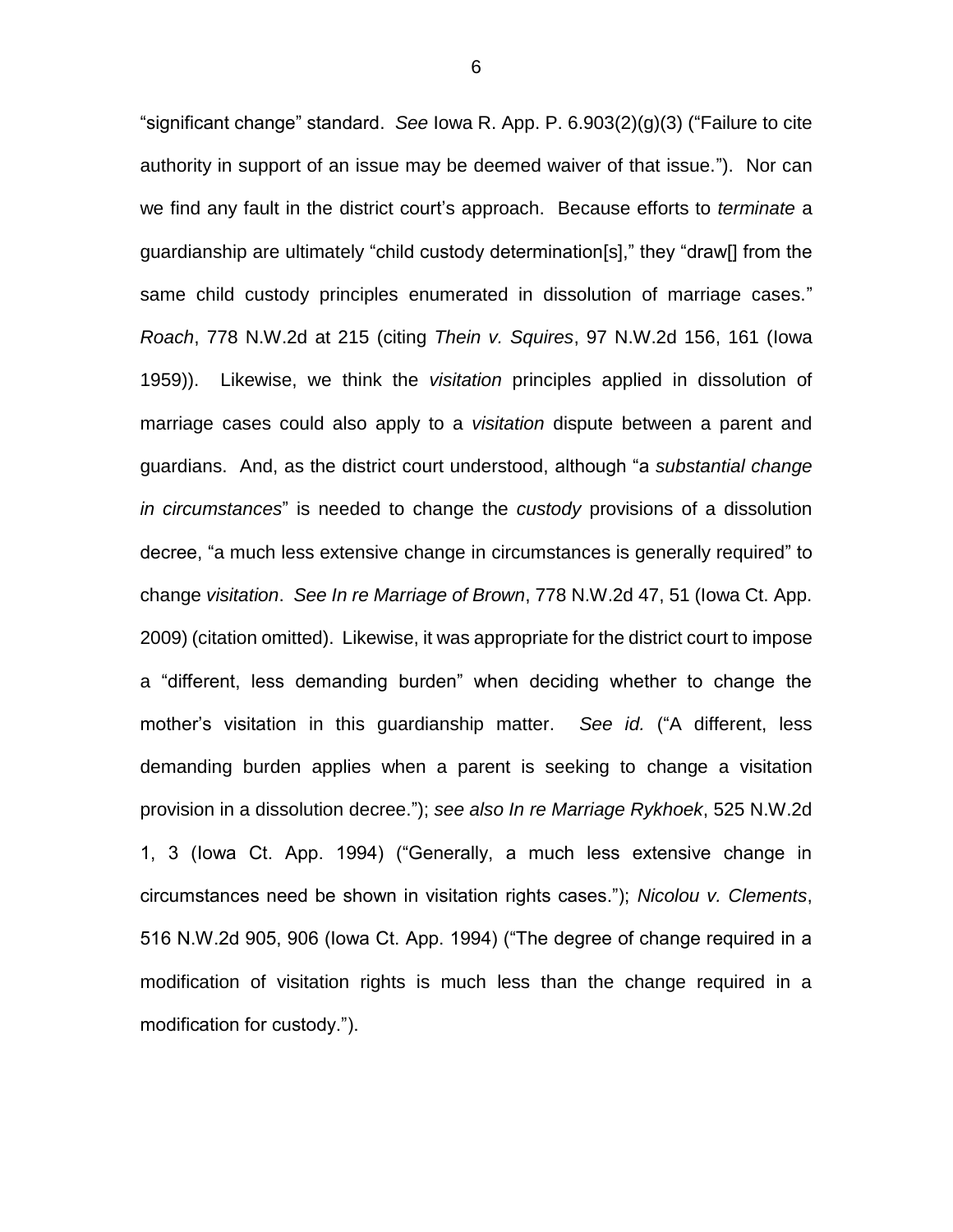"significant change" standard. *See* Iowa R. App. P. 6.903(2)(g)(3) ("Failure to cite authority in support of an issue may be deemed waiver of that issue."). Nor can we find any fault in the district court's approach. Because efforts to *terminate* a guardianship are ultimately "child custody determination[s]," they "draw[] from the same child custody principles enumerated in dissolution of marriage cases." *Roach*, 778 N.W.2d at 215 (citing *Thein v. Squires*, 97 N.W.2d 156, 161 (Iowa 1959)). Likewise, we think the *visitation* principles applied in dissolution of marriage cases could also apply to a *visitation* dispute between a parent and guardians. And, as the district court understood, although "a *substantial change in circumstances*" is needed to change the *custody* provisions of a dissolution decree, "a much less extensive change in circumstances is generally required" to change *visitation*. *See In re Marriage of Brown*, 778 N.W.2d 47, 51 (Iowa Ct. App. 2009) (citation omitted). Likewise, it was appropriate for the district court to impose a "different, less demanding burden" when deciding whether to change the mother's visitation in this guardianship matter. *See id.* ("A different, less demanding burden applies when a parent is seeking to change a visitation provision in a dissolution decree."); *see also In re Marriage Rykhoek*, 525 N.W.2d 1, 3 (Iowa Ct. App. 1994) ("Generally, a much less extensive change in circumstances need be shown in visitation rights cases."); *Nicolou v. Clements*, 516 N.W.2d 905, 906 (Iowa Ct. App. 1994) ("The degree of change required in a modification of visitation rights is much less than the change required in a modification for custody.").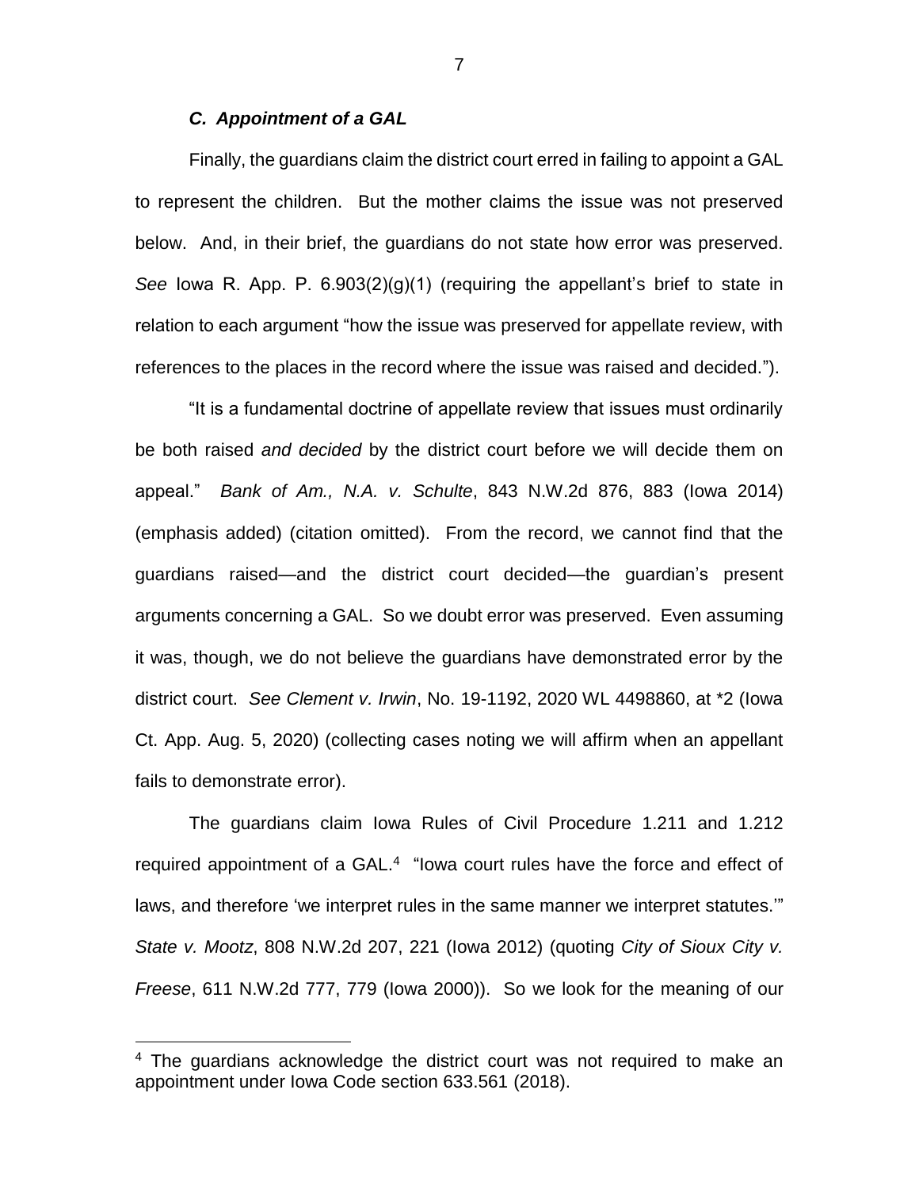### *C. Appointment of a GAL*

Finally, the guardians claim the district court erred in failing to appoint a GAL to represent the children. But the mother claims the issue was not preserved below. And, in their brief, the guardians do not state how error was preserved. *See* Iowa R. App. P. 6.903(2)(g)(1) (requiring the appellant's brief to state in relation to each argument "how the issue was preserved for appellate review, with references to the places in the record where the issue was raised and decided.").

"It is a fundamental doctrine of appellate review that issues must ordinarily be both raised *and decided* by the district court before we will decide them on appeal." *Bank of Am., N.A. v. Schulte*, 843 N.W.2d 876, 883 (Iowa 2014) (emphasis added) (citation omitted). From the record, we cannot find that the guardians raised—and the district court decided—the guardian's present arguments concerning a GAL. So we doubt error was preserved. Even assuming it was, though, we do not believe the guardians have demonstrated error by the district court. *See Clement v. Irwin*, No. 19-1192, 2020 WL 4498860, at *2 (Iowa Ct. App. Aug. 5, 2020) (collecting cases noting we will affirm when an appellant fails to demonstrate error).

The guardians claim Iowa Rules of Civil Procedure 1.211 and 1.212 required appointment of a GAL.[4] "Iowa court rules have the force and effect of laws, and therefore 'we interpret rules in the same manner we interpret statutes.'" *State v. Mootz*, 808 N.W.2d 207, 221 (Iowa 2012) (quoting *City of Sioux City v. Freese*, 611 N.W.2d 777, 779 (Iowa 2000)). So we look for the meaning of our

[4] The guardians acknowledge the district court was not required to make an appointment under Iowa Code section 633.561 (2018).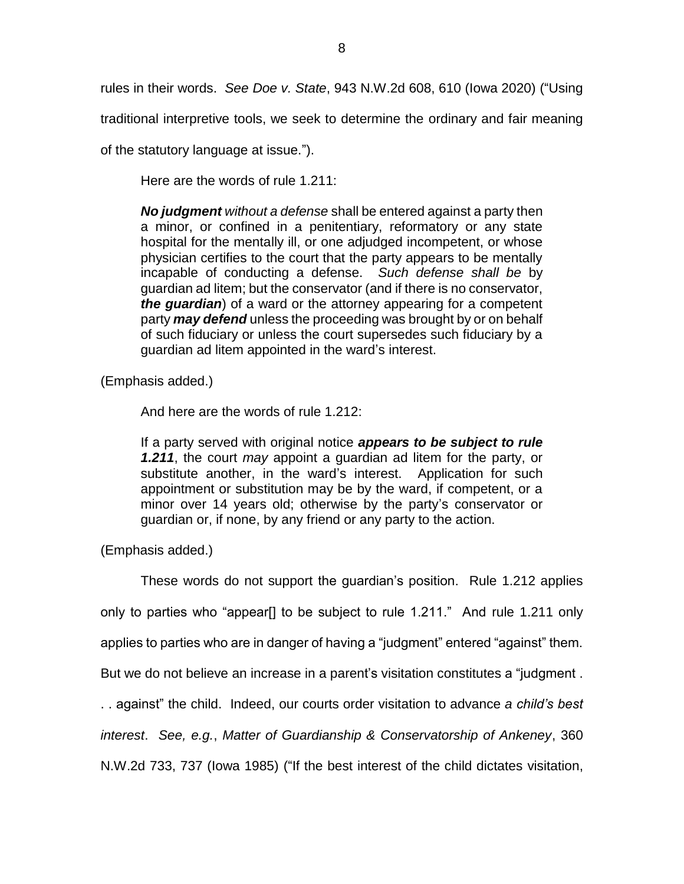rules in their words. *See Doe v. State*, 943 N.W.2d 608, 610 (Iowa 2020) ("Using traditional interpretive tools, we seek to determine the ordinary and fair meaning of the statutory language at issue.").

Here are the words of rule 1.211:

> ***No judgment*** *without a defense* shall be entered against a party then a minor, or confined in a penitentiary, reformatory or any state hospital for the mentally ill, or one adjudged incompetent, or whose physician certifies to the court that the party appears to be mentally incapable of conducting a defense. *Such defense shall be* by guardian ad litem; but the conservator (and if there is no conservator, ***the guardian***) of a ward or the attorney appearing for a competent party ***may defend*** unless the proceeding was brought by or on behalf of such fiduciary or unless the court supersedes such fiduciary by a guardian ad litem appointed in the ward's interest.

(Emphasis added.)

And here are the words of rule 1.212:

> If a party served with original notice ***appears to be subject to rule 1.211***, the court *may* appoint a guardian ad litem for the party, or substitute another, in the ward's interest. Application for such appointment or substitution may be by the ward, if competent, or a minor over 14 years old; otherwise by the party's conservator or guardian or, if none, by any friend or any party to the action.

(Emphasis added.)

These words do not support the guardian's position. Rule 1.212 applies only to parties who "appear[] to be subject to rule 1.211." And rule 1.211 only applies to parties who are in danger of having a "judgment" entered "against" them. But we do not believe an increase in a parent's visitation constitutes a "judgment . . . against" the child. Indeed, our courts order visitation to advance *a child's best interest*. *See, e.g.*, *Matter of Guardianship & Conservatorship of Ankeney*, 360 N.W.2d 733, 737 (Iowa 1985) ("If the best interest of the child dictates visitation,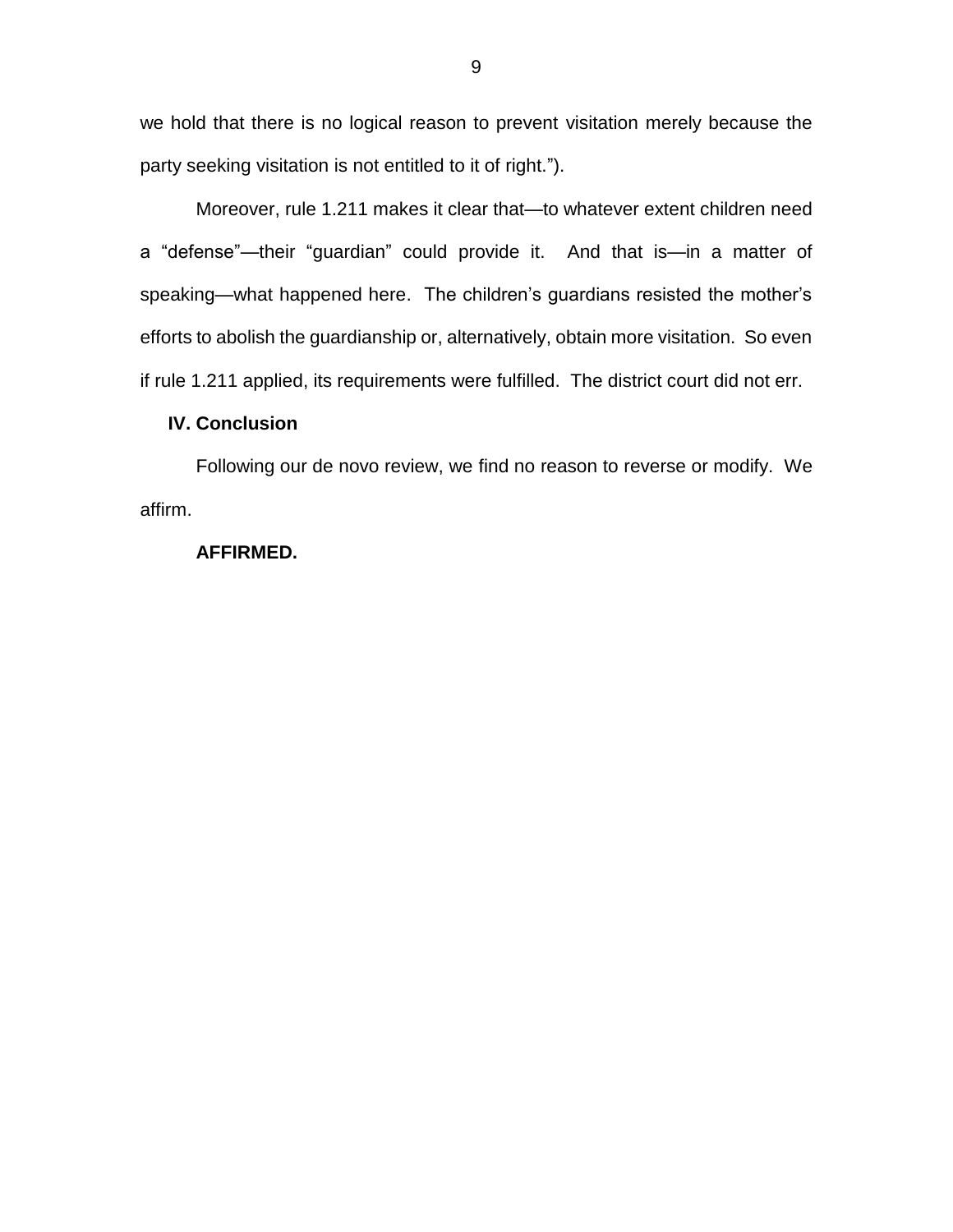we hold that there is no logical reason to prevent visitation merely because the party seeking visitation is not entitled to it of right.").

Moreover, rule 1.211 makes it clear that—to whatever extent children need a "defense"—their "guardian" could provide it. And that is—in a matter of speaking—what happened here. The children's guardians resisted the mother's efforts to abolish the guardianship or, alternatively, obtain more visitation. So even if rule 1.211 applied, its requirements were fulfilled. The district court did not err.

## IV. Conclusion

Following our de novo review, we find no reason to reverse or modify. We affirm.

**AFFIRMED.**